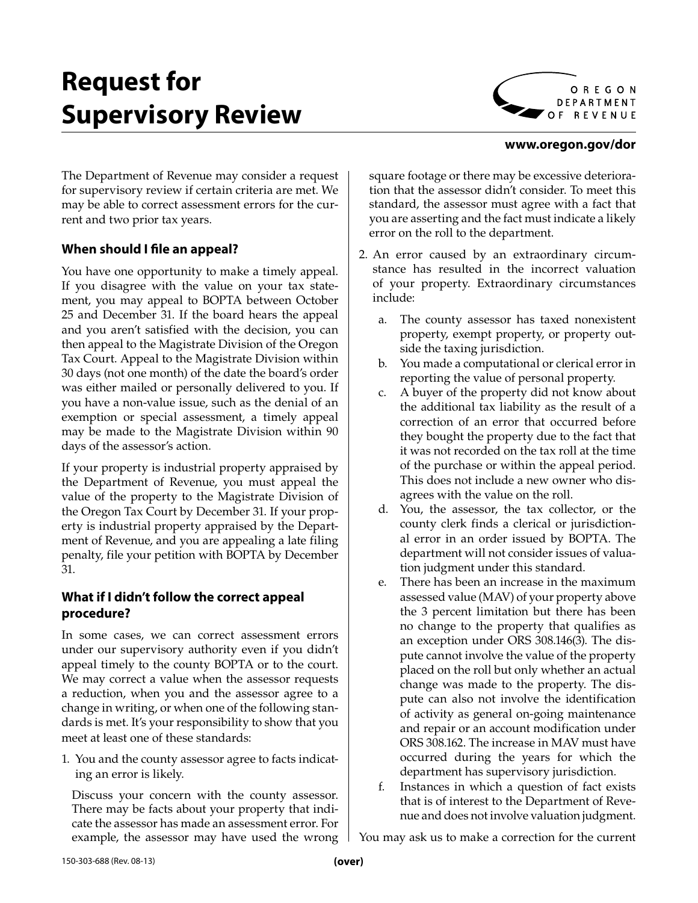# Request for Supervisory Review

OREGON DEPARTMENT OF REVENUE

**www.oregon.gov/dor**

The Department of Revenue may consider a request for supervisory review if certain criteria are met. We may be able to correct assessment errors for the current and two prior tax years.

### When should I file an appeal?

You have one opportunity to make a timely appeal. If you disagree with the value on your tax statement, you may appeal to BOPTA between October 25 and December 31. If the board hears the appeal and you aren't satisfied with the decision, you can then appeal to the Magistrate Division of the Oregon Tax Court. Appeal to the Magistrate Division within 30 days (not one month) of the date the board's order was either mailed or personally delivered to you. If you have a non-value issue, such as the denial of an exemption or special assessment, a timely appeal may be made to the Magistrate Division within 90 days of the assessor's action.

If your property is industrial property appraised by the Department of Revenue, you must appeal the value of the property to the Magistrate Division of the Oregon Tax Court by December 31. If your property is industrial property appraised by the Department of Revenue, and you are appealing a late filing penalty, file your petition with BOPTA by December 31.

### What if I didn't follow the correct appeal procedure?

In some cases, we can correct assessment errors under our supervisory authority even if you didn't appeal timely to the county BOPTA or to the court. We may correct a value when the assessor requests a reduction, when you and the assessor agree to a change in writing, or when one of the following standards is met. It's your responsibility to show that you meet at least one of these standards:

1. You and the county assessor agree to facts indicating an error is likely.

   Discuss your concern with the county assessor. There may be facts about your property that indicate the assessor has made an assessment error. For example, the assessor may have used the wrong square footage or there may be excessive deterioration that the assessor didn't consider. To meet this standard, the assessor must agree with a fact that you are asserting and the fact must indicate a likely error on the roll to the department.

2. An error caused by an extraordinary circumstance has resulted in the incorrect valuation of your property. Extraordinary circumstances include:

   a. The county assessor has taxed nonexistent property, exempt property, or property outside the taxing jurisdiction.

   b. You made a computational or clerical error in reporting the value of personal property.

   c. A buyer of the property did not know about the additional tax liability as the result of a correction of an error that occurred before they bought the property due to the fact that it was not recorded on the tax roll at the time of the purchase or within the appeal period. This does not include a new owner who disagrees with the value on the roll.

   d. You, the assessor, the tax collector, or the county clerk finds a clerical or jurisdictional error in an order issued by BOPTA. The department will not consider issues of valuation judgment under this standard.

   e. There has been an increase in the maximum assessed value (MAV) of your property above the 3 percent limitation but there has been no change to the property that qualifies as an exception under ORS 308.146(3). The dispute cannot involve the value of the property placed on the roll but only whether an actual change was made to the property. The dispute can also not involve the identification of activity as general on-going maintenance and repair or an account modification under ORS 308.162. The increase in MAV must have occurred during the years for which the department has supervisory jurisdiction.

   f. Instances in which a question of fact exists that is of interest to the Department of Revenue and does not involve valuation judgment.

You may ask us to make a correction for the current

150-303-688 (Rev. 08-13)

**(over)**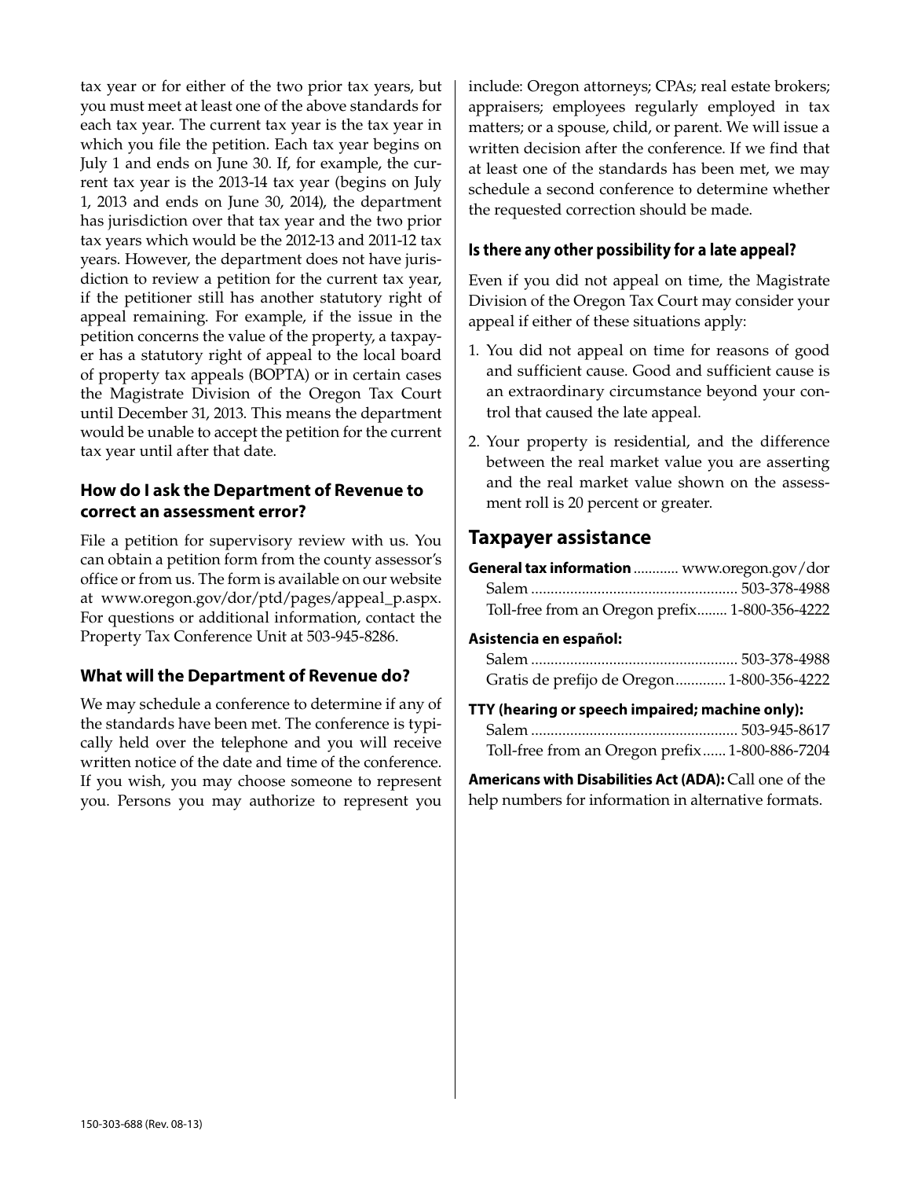tax year or for either of the two prior tax years, but you must meet at least one of the above standards for each tax year. The current tax year is the tax year in which you file the petition. Each tax year begins on July 1 and ends on June 30. If, for example, the current tax year is the 2013-14 tax year (begins on July 1, 2013 and ends on June 30, 2014), the department has jurisdiction over that tax year and the two prior tax years which would be the 2012-13 and 2011-12 tax years. However, the department does not have jurisdiction to review a petition for the current tax year, if the petitioner still has another statutory right of appeal remaining. For example, if the issue in the petition concerns the value of the property, a taxpayer has a statutory right of appeal to the local board of property tax appeals (BOPTA) or in certain cases the Magistrate Division of the Oregon Tax Court until December 31, 2013. This means the department would be unable to accept the petition for the current tax year until after that date.

### How do I ask the Department of Revenue to correct an assessment error?

File a petition for supervisory review with us. You can obtain a petition form from the county assessor's office or from us. The form is available on our website at www.oregon.gov/dor/ptd/pages/appeal_p.aspx. For questions or additional information, contact the Property Tax Conference Unit at 503-945-8286.

### What will the Department of Revenue do?

We may schedule a conference to determine if any of the standards have been met. The conference is typically held over the telephone and you will receive written notice of the date and time of the conference. If you wish, you may choose someone to represent you. Persons you may authorize to represent you include: Oregon attorneys; CPAs; real estate brokers; appraisers; employees regularly employed in tax matters; or a spouse, child, or parent. We will issue a written decision after the conference. If we find that at least one of the standards has been met, we may schedule a second conference to determine whether the requested correction should be made.

### Is there any other possibility for a late appeal?

Even if you did not appeal on time, the Magistrate Division of the Oregon Tax Court may consider your appeal if either of these situations apply:

1. You did not appeal on time for reasons of good and sufficient cause. Good and sufficient cause is an extraordinary circumstance beyond your control that caused the late appeal.
2. Your property is residential, and the difference between the real market value you are asserting and the real market value shown on the assessment roll is 20 percent or greater.

## Taxpayer assistance

**General tax information** ............ www.oregon.gov/dor
Salem ..................................................... 503-378-4988
Toll-free from an Oregon prefix........ 1-800-356-4222

**Asistencia en español:**
Salem ..................................................... 503-378-4988
Gratis de prefijo de Oregon............. 1-800-356-4222

**TTY (hearing or speech impaired; machine only):**
Salem ..................................................... 503-945-8617
Toll-free from an Oregon prefix...... 1-800-886-7204

**Americans with Disabilities Act (ADA):** Call one of the help numbers for information in alternative formats.

150-303-688 (Rev. 08-13)